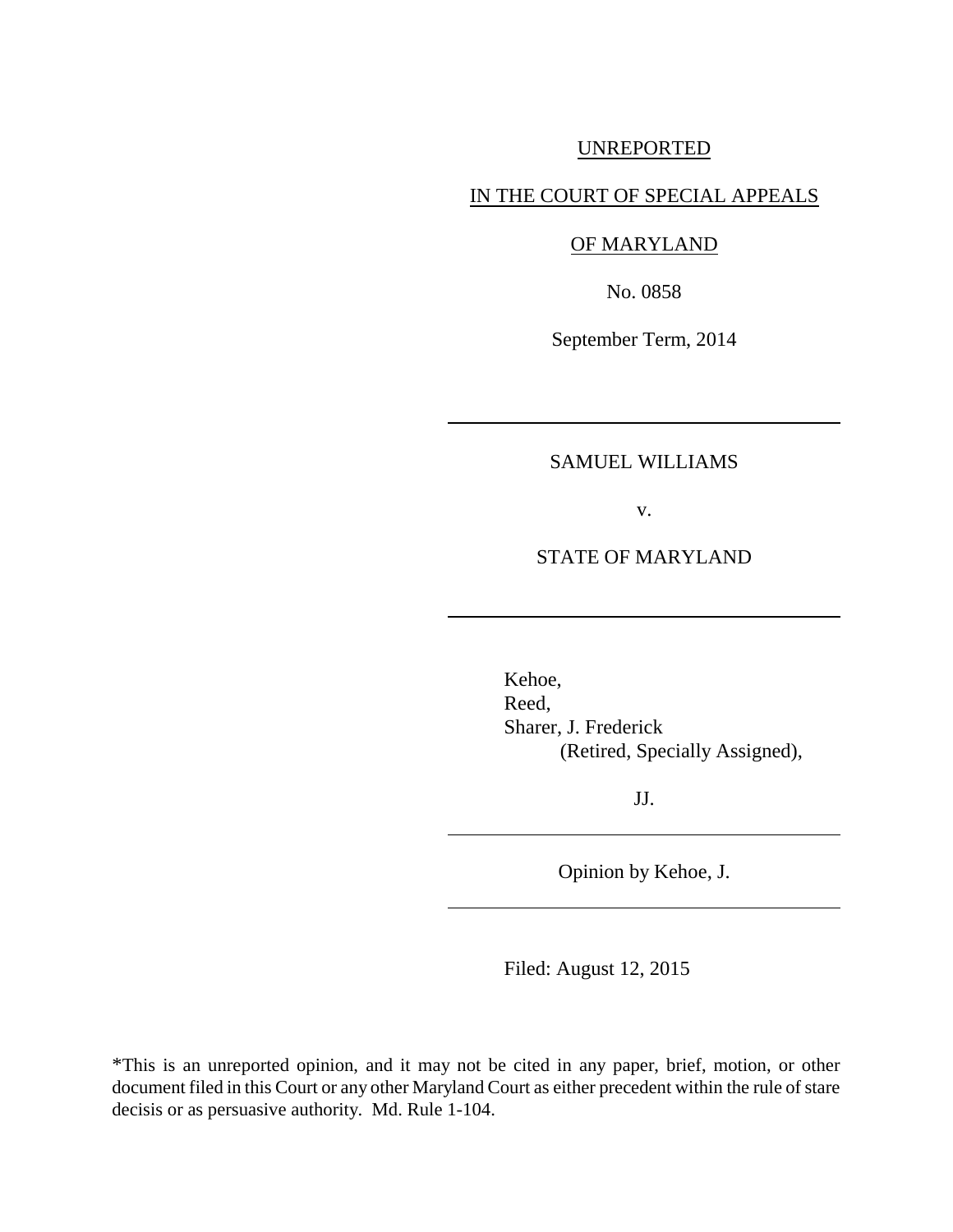UNREPORTED

IN THE COURT OF SPECIAL APPEALS

OF MARYLAND

No. 0858

September Term, 2014

---

SAMUEL WILLIAMS

v.

STATE OF MARYLAND

---

Kehoe,
Reed,
Sharer, J. Frederick
(Retired, Specially Assigned),

JJ.

---

Opinion by Kehoe, J.

---

Filed: August 12, 2015

*This is an unreported opinion, and it may not be cited in any paper, brief, motion, or other document filed in this Court or any other Maryland Court as either precedent within the rule of stare decisis or as persuasive authority. Md. Rule 1-104.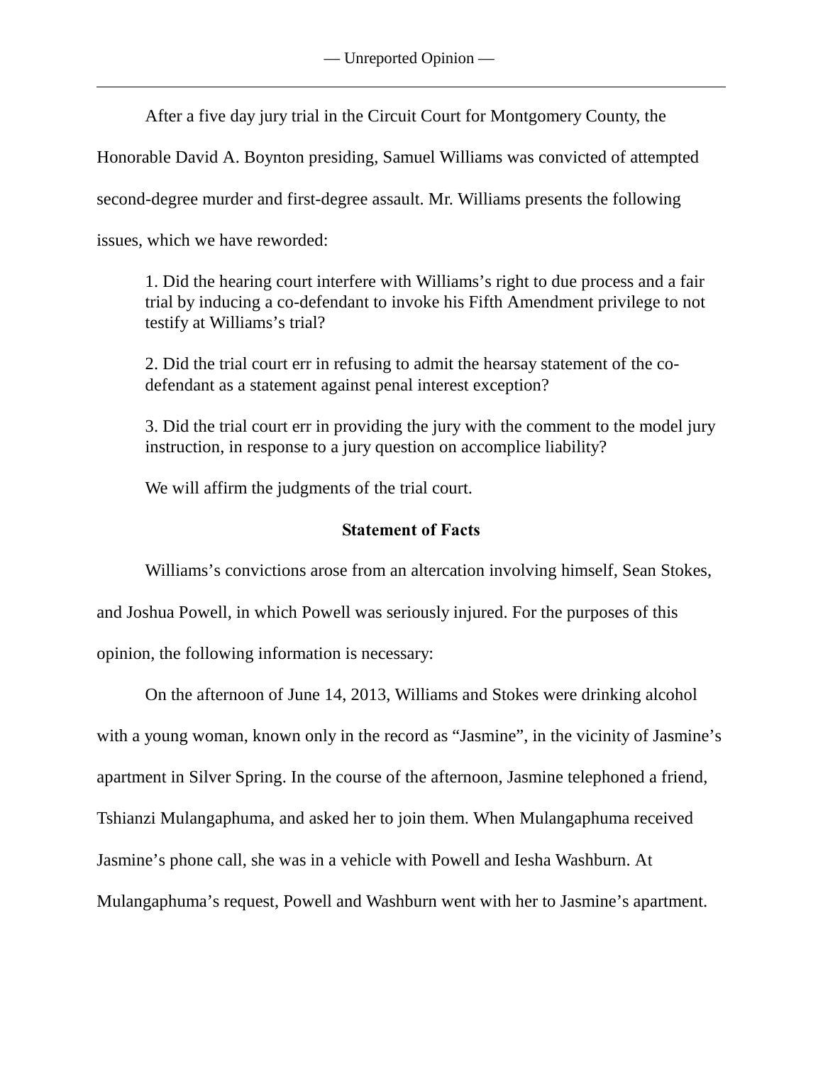After a five day jury trial in the Circuit Court for Montgomery County, the Honorable David A. Boynton presiding, Samuel Williams was convicted of attempted second-degree murder and first-degree assault. Mr. Williams presents the following issues, which we have reworded:

> 1. Did the hearing court interfere with Williams's right to due process and a fair trial by inducing a co-defendant to invoke his Fifth Amendment privilege to not testify at Williams's trial?
>
> 2. Did the trial court err in refusing to admit the hearsay statement of the co-defendant as a statement against penal interest exception?
>
> 3. Did the trial court err in providing the jury with the comment to the model jury instruction, in response to a jury question on accomplice liability?

We will affirm the judgments of the trial court.

## Statement of Facts

Williams's convictions arose from an altercation involving himself, Sean Stokes, and Joshua Powell, in which Powell was seriously injured. For the purposes of this opinion, the following information is necessary:

On the afternoon of June 14, 2013, Williams and Stokes were drinking alcohol with a young woman, known only in the record as "Jasmine", in the vicinity of Jasmine's apartment in Silver Spring. In the course of the afternoon, Jasmine telephoned a friend, Tshianzi Mulangaphuma, and asked her to join them. When Mulangaphuma received Jasmine's phone call, she was in a vehicle with Powell and Iesha Washburn. At Mulangaphuma's request, Powell and Washburn went with her to Jasmine's apartment.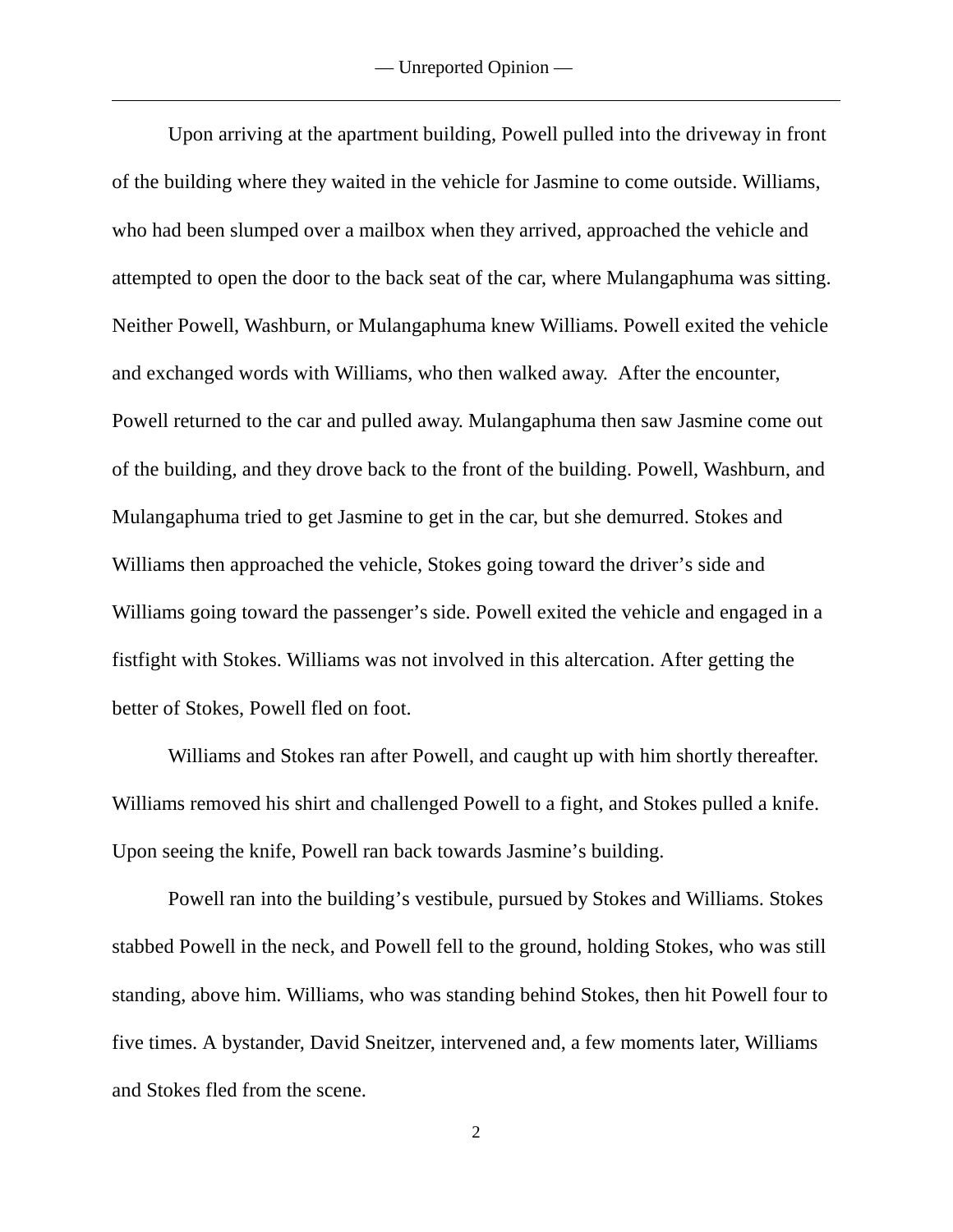Upon arriving at the apartment building, Powell pulled into the driveway in front of the building where they waited in the vehicle for Jasmine to come outside. Williams, who had been slumped over a mailbox when they arrived, approached the vehicle and attempted to open the door to the back seat of the car, where Mulangaphuma was sitting. Neither Powell, Washburn, or Mulangaphuma knew Williams. Powell exited the vehicle and exchanged words with Williams, who then walked away. After the encounter, Powell returned to the car and pulled away. Mulangaphuma then saw Jasmine come out of the building, and they drove back to the front of the building. Powell, Washburn, and Mulangaphuma tried to get Jasmine to get in the car, but she demurred. Stokes and Williams then approached the vehicle, Stokes going toward the driver's side and Williams going toward the passenger's side. Powell exited the vehicle and engaged in a fistfight with Stokes. Williams was not involved in this altercation. After getting the better of Stokes, Powell fled on foot.

Williams and Stokes ran after Powell, and caught up with him shortly thereafter. Williams removed his shirt and challenged Powell to a fight, and Stokes pulled a knife. Upon seeing the knife, Powell ran back towards Jasmine's building.

Powell ran into the building's vestibule, pursued by Stokes and Williams. Stokes stabbed Powell in the neck, and Powell fell to the ground, holding Stokes, who was still standing, above him. Williams, who was standing behind Stokes, then hit Powell four to five times. A bystander, David Sneitzer, intervened and, a few moments later, Williams and Stokes fled from the scene.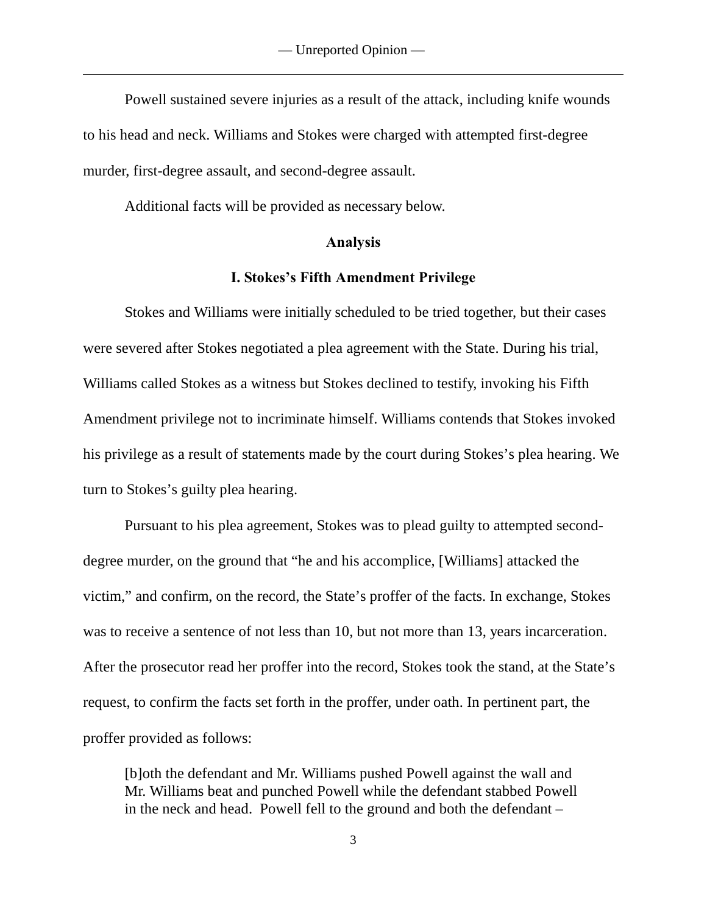Powell sustained severe injuries as a result of the attack, including knife wounds to his head and neck. Williams and Stokes were charged with attempted first-degree murder, first-degree assault, and second-degree assault.

Additional facts will be provided as necessary below.

## Analysis

### I. Stokes's Fifth Amendment Privilege

Stokes and Williams were initially scheduled to be tried together, but their cases were severed after Stokes negotiated a plea agreement with the State. During his trial, Williams called Stokes as a witness but Stokes declined to testify, invoking his Fifth Amendment privilege not to incriminate himself. Williams contends that Stokes invoked his privilege as a result of statements made by the court during Stokes's plea hearing. We turn to Stokes's guilty plea hearing.

Pursuant to his plea agreement, Stokes was to plead guilty to attempted second-degree murder, on the ground that "he and his accomplice, [Williams] attacked the victim," and confirm, on the record, the State's proffer of the facts. In exchange, Stokes was to receive a sentence of not less than 10, but not more than 13, years incarceration. After the prosecutor read her proffer into the record, Stokes took the stand, at the State's request, to confirm the facts set forth in the proffer, under oath. In pertinent part, the proffer provided as follows:

> [b]oth the defendant and Mr. Williams pushed Powell against the wall and Mr. Williams beat and punched Powell while the defendant stabbed Powell in the neck and head. Powell fell to the ground and both the defendant –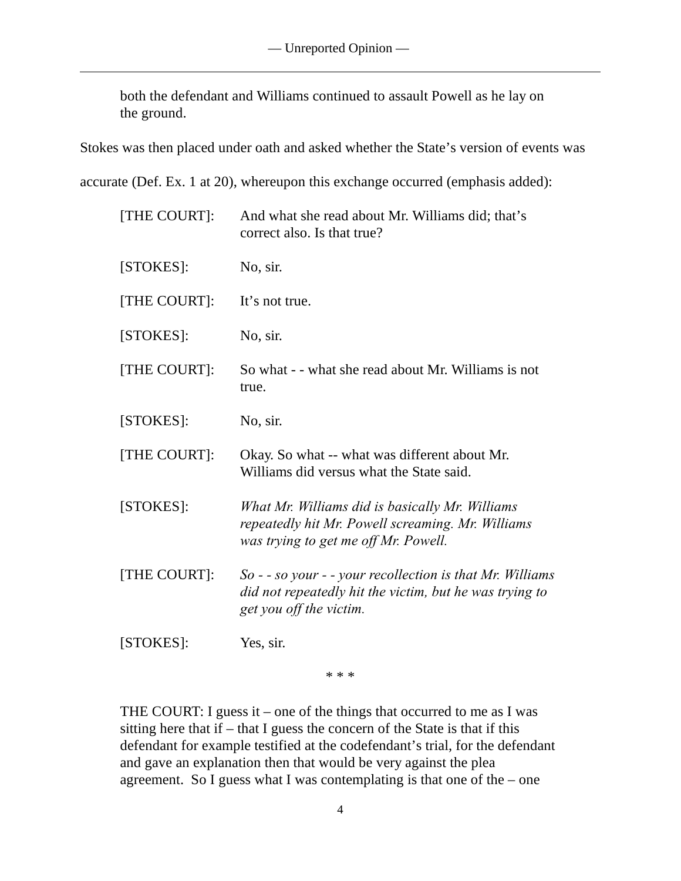> both the defendant and Williams continued to assault Powell as he lay on the ground.

Stokes was then placed under oath and asked whether the State's version of events was accurate (Def. Ex. 1 at 20), whereupon this exchange occurred (emphasis added):

> [THE COURT]: And what she read about Mr. Williams did; that's correct also. Is that true?
>
> [STOKES]: No, sir.
>
> [THE COURT]: It's not true.
>
> [STOKES]: No, sir.
>
> [THE COURT]: So what - - what she read about Mr. Williams is not true.
>
> [STOKES]: No, sir.
>
> [THE COURT]: Okay. So what -- what was different about Mr. Williams did versus what the State said.
>
> [STOKES]: *What Mr. Williams did is basically Mr. Williams repeatedly hit Mr. Powell screaming. Mr. Williams was trying to get me off Mr. Powell.*
>
> [THE COURT]: *So - - so your - - your recollection is that Mr. Williams did not repeatedly hit the victim, but he was trying to get you off the victim.*
>
> [STOKES]: Yes, sir.
>
> \* \* \*
>
> THE COURT: I guess it – one of the things that occurred to me as I was sitting here that if – that I guess the concern of the State is that if this defendant for example testified at the codefendant's trial, for the defendant and gave an explanation then that would be very against the plea agreement. So I guess what I was contemplating is that one of the – one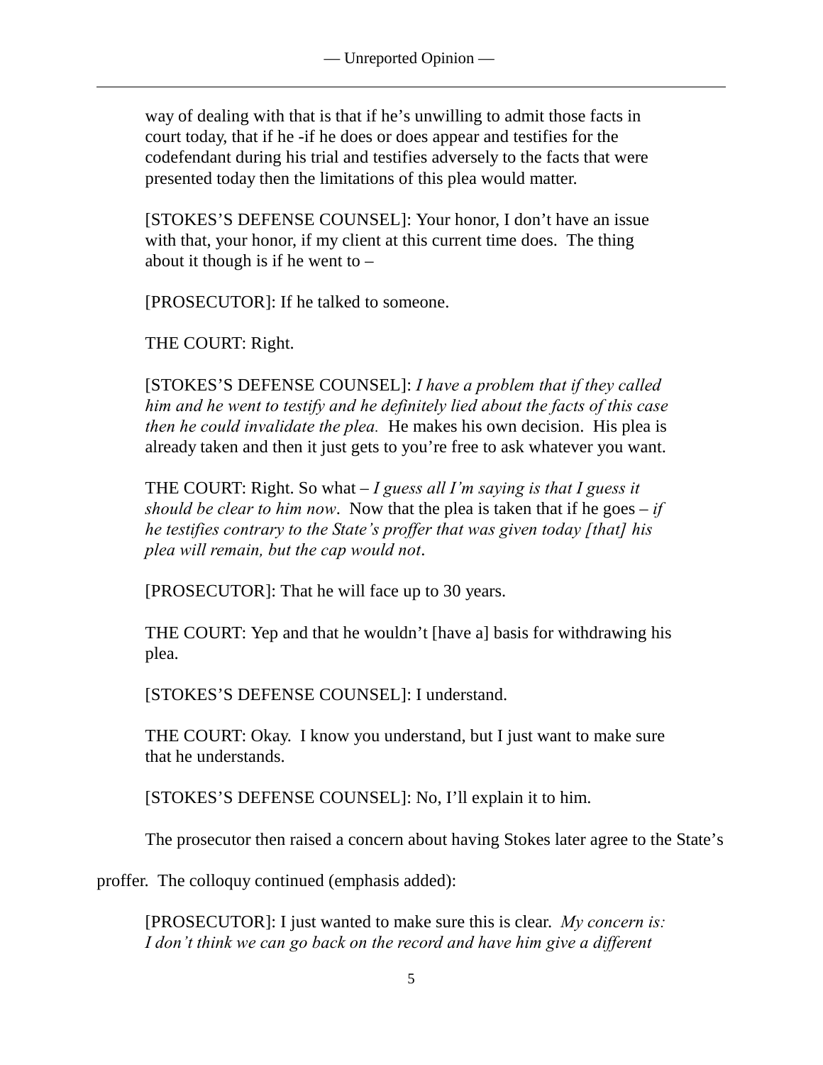way of dealing with that is that if he's unwilling to admit those facts in court today, that if he -if he does or does appear and testifies for the codefendant during his trial and testifies adversely to the facts that were presented today then the limitations of this plea would matter.

[STOKES'S DEFENSE COUNSEL]: Your honor, I don't have an issue with that, your honor, if my client at this current time does. The thing about it though is if he went to –

[PROSECUTOR]: If he talked to someone.

THE COURT: Right.

[STOKES'S DEFENSE COUNSEL]: *I have a problem that if they called him and he went to testify and he definitely lied about the facts of this case then he could invalidate the plea.* He makes his own decision. His plea is already taken and then it just gets to you're free to ask whatever you want.

THE COURT: Right. So what – *I guess all I'm saying is that I guess it should be clear to him now*. Now that the plea is taken that if he goes – *if he testifies contrary to the State's proffer that was given today [that] his plea will remain, but the cap would not*.

[PROSECUTOR]: That he will face up to 30 years.

THE COURT: Yep and that he wouldn't [have a] basis for withdrawing his plea.

[STOKES'S DEFENSE COUNSEL]: I understand.

THE COURT: Okay. I know you understand, but I just want to make sure that he understands.

[STOKES'S DEFENSE COUNSEL]: No, I'll explain it to him.

The prosecutor then raised a concern about having Stokes later agree to the State's proffer. The colloquy continued (emphasis added):

[PROSECUTOR]: I just wanted to make sure this is clear. *My concern is: I don't think we can go back on the record and have him give a different*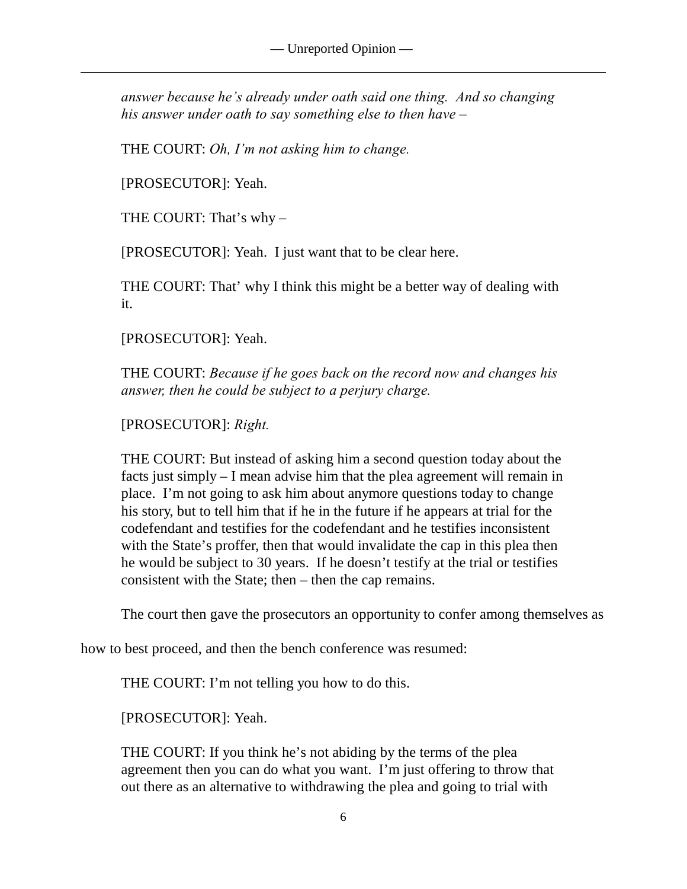*answer because he's already under oath said one thing. And so changing his answer under oath to say something else to then have –*

THE COURT: *Oh, I'm not asking him to change.*

[PROSECUTOR]: Yeah.

THE COURT: That's why –

[PROSECUTOR]: Yeah. I just want that to be clear here.

THE COURT: That' why I think this might be a better way of dealing with it.

[PROSECUTOR]: Yeah.

THE COURT: *Because if he goes back on the record now and changes his answer, then he could be subject to a perjury charge.*

[PROSECUTOR]: *Right.*

THE COURT: But instead of asking him a second question today about the facts just simply – I mean advise him that the plea agreement will remain in place. I'm not going to ask him about anymore questions today to change his story, but to tell him that if he in the future if he appears at trial for the codefendant and testifies for the codefendant and he testifies inconsistent with the State's proffer, then that would invalidate the cap in this plea then he would be subject to 30 years. If he doesn't testify at the trial or testifies consistent with the State; then – then the cap remains.

The court then gave the prosecutors an opportunity to confer among themselves as how to best proceed, and then the bench conference was resumed:

THE COURT: I'm not telling you how to do this.

[PROSECUTOR]: Yeah.

THE COURT: If you think he's not abiding by the terms of the plea agreement then you can do what you want. I'm just offering to throw that out there as an alternative to withdrawing the plea and going to trial with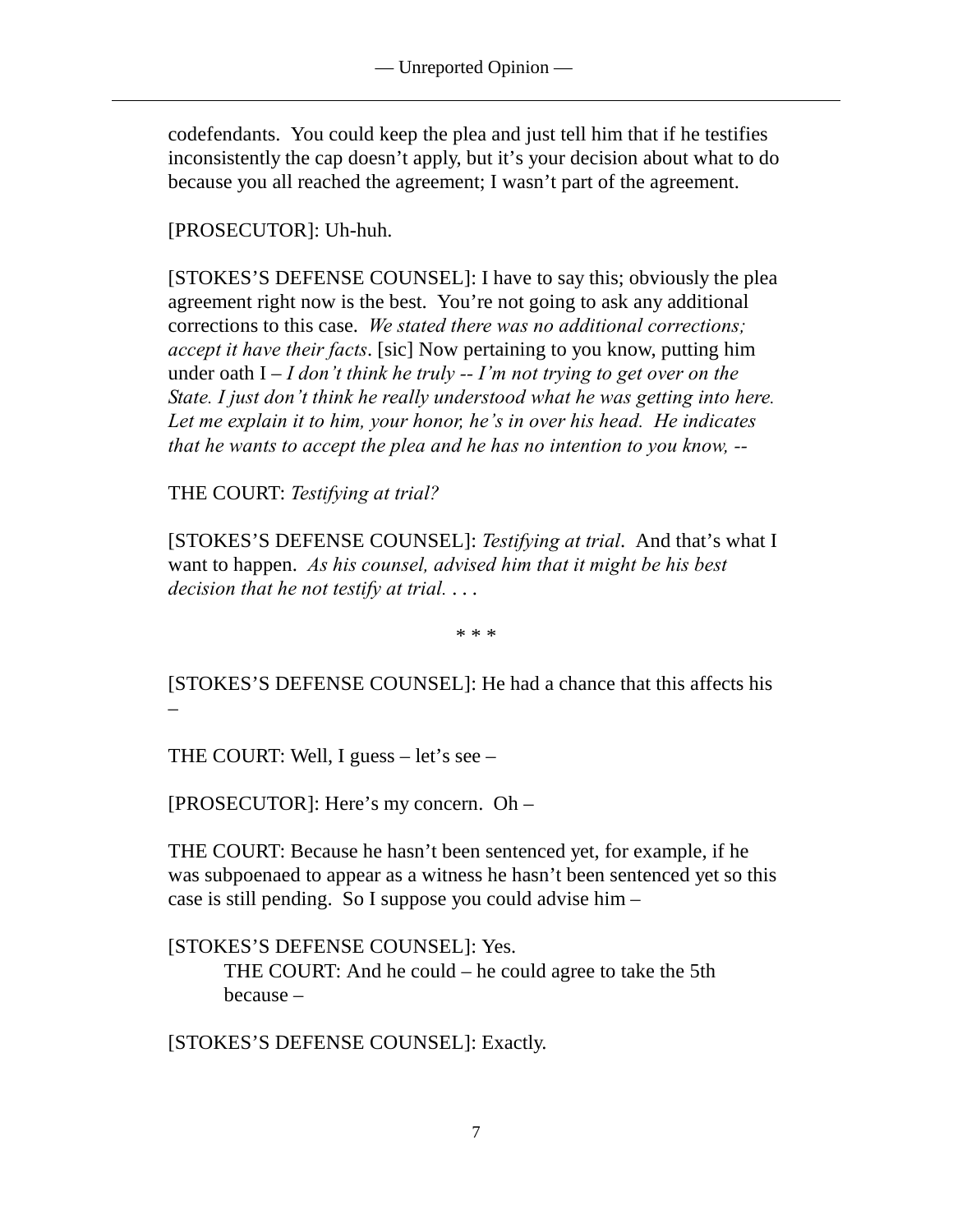codefendants. You could keep the plea and just tell him that if he testifies inconsistently the cap doesn't apply, but it's your decision about what to do because you all reached the agreement; I wasn't part of the agreement.

[PROSECUTOR]: Uh-huh.

[STOKES'S DEFENSE COUNSEL]: I have to say this; obviously the plea agreement right now is the best. You're not going to ask any additional corrections to this case. *We stated there was no additional corrections; accept it have their facts*. [sic] Now pertaining to you know, putting him under oath I – *I don't think he truly -- I'm not trying to get over on the State. I just don't think he really understood what he was getting into here. Let me explain it to him, your honor, he's in over his head. He indicates that he wants to accept the plea and he has no intention to you know, --*

THE COURT: *Testifying at trial?*

[STOKES'S DEFENSE COUNSEL]: *Testifying at trial*. And that's what I want to happen. *As his counsel, advised him that it might be his best decision that he not testify at trial*. . . .

\* \* \*

[STOKES'S DEFENSE COUNSEL]: He had a chance that this affects his –

THE COURT: Well, I guess – let's see –

[PROSECUTOR]: Here's my concern. Oh –

THE COURT: Because he hasn't been sentenced yet, for example, if he was subpoenaed to appear as a witness he hasn't been sentenced yet so this case is still pending. So I suppose you could advise him –

[STOKES'S DEFENSE COUNSEL]: Yes.

THE COURT: And he could – he could agree to take the 5th because –

[STOKES'S DEFENSE COUNSEL]: Exactly.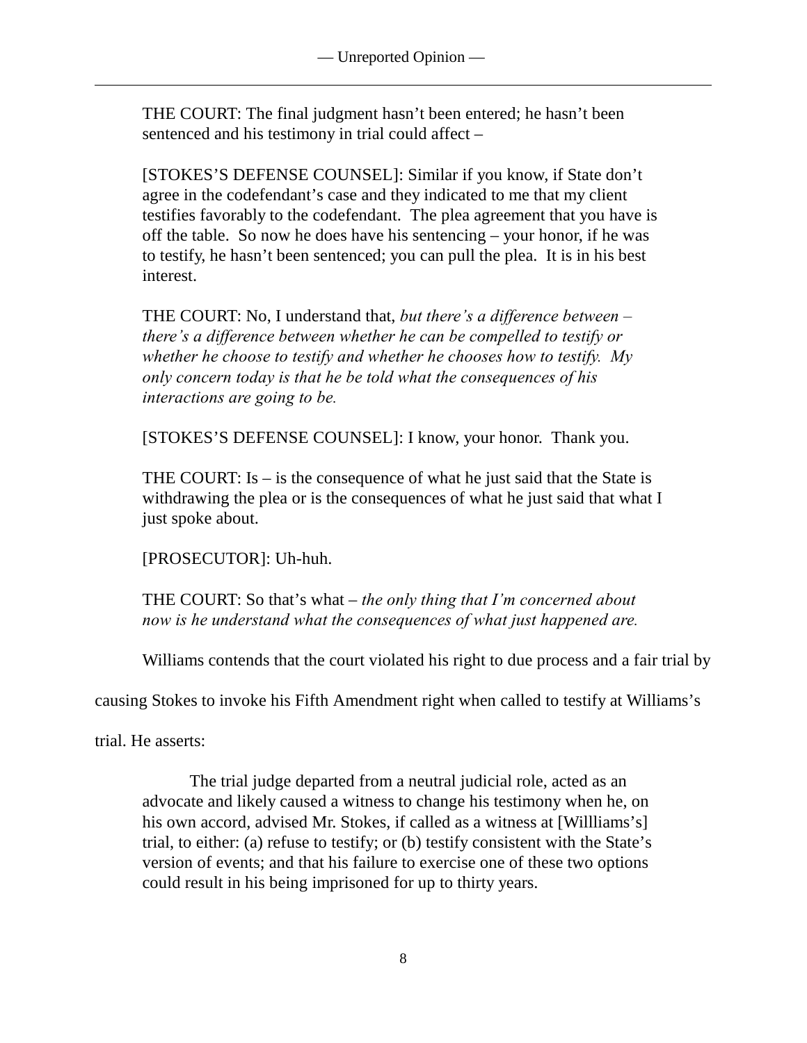THE COURT: The final judgment hasn't been entered; he hasn't been sentenced and his testimony in trial could affect –

[STOKES'S DEFENSE COUNSEL]: Similar if you know, if State don't agree in the codefendant's case and they indicated to me that my client testifies favorably to the codefendant. The plea agreement that you have is off the table. So now he does have his sentencing – your honor, if he was to testify, he hasn't been sentenced; you can pull the plea. It is in his best interest.

THE COURT: No, I understand that, *but there's a difference between – there's a difference between whether he can be compelled to testify or whether he choose to testify and whether he chooses how to testify. My only concern today is that he be told what the consequences of his interactions are going to be.*

[STOKES'S DEFENSE COUNSEL]: I know, your honor. Thank you.

THE COURT: Is – is the consequence of what he just said that the State is withdrawing the plea or is the consequences of what he just said that what I just spoke about.

[PROSECUTOR]: Uh-huh.

THE COURT: So that's what – *the only thing that I'm concerned about now is he understand what the consequences of what just happened are.*

Williams contends that the court violated his right to due process and a fair trial by causing Stokes to invoke his Fifth Amendment right when called to testify at Williams's trial. He asserts:

> The trial judge departed from a neutral judicial role, acted as an advocate and likely caused a witness to change his testimony when he, on his own accord, advised Mr. Stokes, if called as a witness at [Willliams's] trial, to either: (a) refuse to testify; or (b) testify consistent with the State's version of events; and that his failure to exercise one of these two options could result in his being imprisoned for up to thirty years.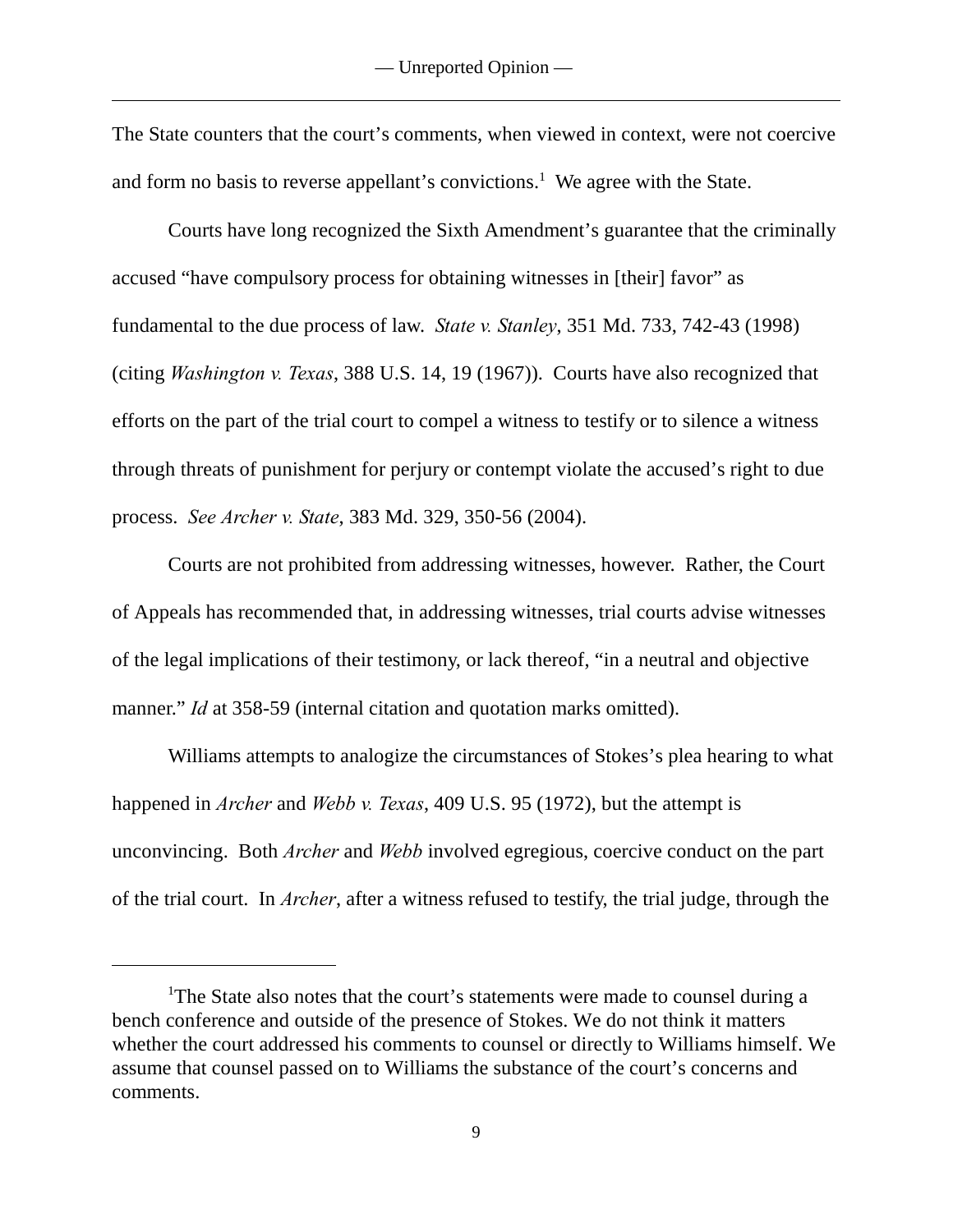The State counters that the court's comments, when viewed in context, were not coercive and form no basis to reverse appellant's convictions.[1] We agree with the State.

Courts have long recognized the Sixth Amendment's guarantee that the criminally accused "have compulsory process for obtaining witnesses in [their] favor" as fundamental to the due process of law. *State v. Stanley*, 351 Md. 733, 742-43 (1998) (citing *Washington v. Texas*, 388 U.S. 14, 19 (1967)). Courts have also recognized that efforts on the part of the trial court to compel a witness to testify or to silence a witness through threats of punishment for perjury or contempt violate the accused's right to due process. *See Archer v. State*, 383 Md. 329, 350-56 (2004).

Courts are not prohibited from addressing witnesses, however. Rather, the Court of Appeals has recommended that, in addressing witnesses, trial courts advise witnesses of the legal implications of their testimony, or lack thereof, "in a neutral and objective manner." *Id* at 358-59 (internal citation and quotation marks omitted).

Williams attempts to analogize the circumstances of Stokes's plea hearing to what happened in *Archer* and *Webb v. Texas*, 409 U.S. 95 (1972), but the attempt is unconvincing. Both *Archer* and *Webb* involved egregious, coercive conduct on the part of the trial court. In *Archer*, after a witness refused to testify, the trial judge, through the

---

[1]The State also notes that the court's statements were made to counsel during a bench conference and outside of the presence of Stokes. We do not think it matters whether the court addressed his comments to counsel or directly to Williams himself. We assume that counsel passed on to Williams the substance of the court's concerns and comments.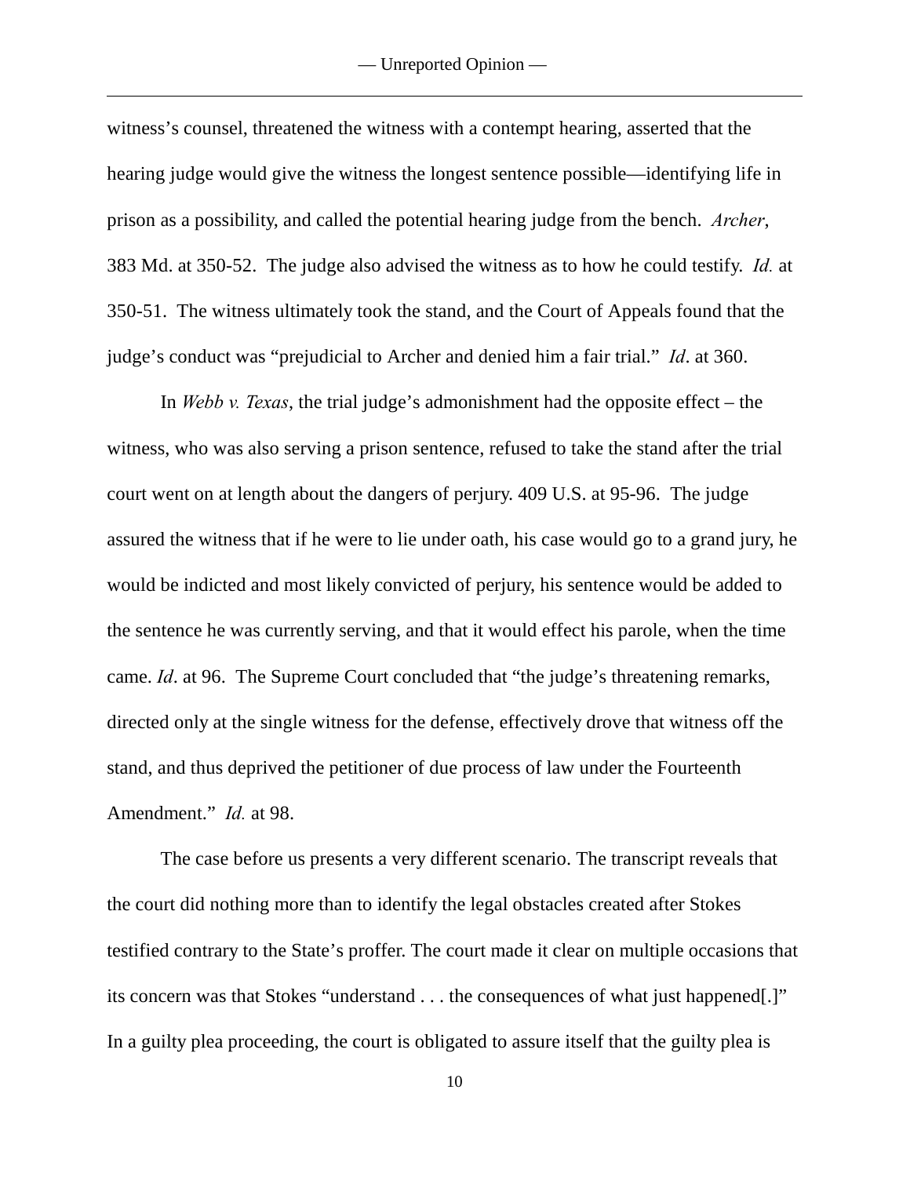witness's counsel, threatened the witness with a contempt hearing, asserted that the hearing judge would give the witness the longest sentence possible—identifying life in prison as a possibility, and called the potential hearing judge from the bench. *Archer*, 383 Md. at 350-52. The judge also advised the witness as to how he could testify. *Id.* at 350-51. The witness ultimately took the stand, and the Court of Appeals found that the judge's conduct was "prejudicial to Archer and denied him a fair trial." *Id*. at 360.

In *Webb v. Texas*, the trial judge's admonishment had the opposite effect – the witness, who was also serving a prison sentence, refused to take the stand after the trial court went on at length about the dangers of perjury. 409 U.S. at 95-96. The judge assured the witness that if he were to lie under oath, his case would go to a grand jury, he would be indicted and most likely convicted of perjury, his sentence would be added to the sentence he was currently serving, and that it would effect his parole, when the time came. *Id*. at 96. The Supreme Court concluded that "the judge's threatening remarks, directed only at the single witness for the defense, effectively drove that witness off the stand, and thus deprived the petitioner of due process of law under the Fourteenth Amendment." *Id.* at 98.

The case before us presents a very different scenario. The transcript reveals that the court did nothing more than to identify the legal obstacles created after Stokes testified contrary to the State's proffer. The court made it clear on multiple occasions that its concern was that Stokes "understand . . . the consequences of what just happened[.]" In a guilty plea proceeding, the court is obligated to assure itself that the guilty plea is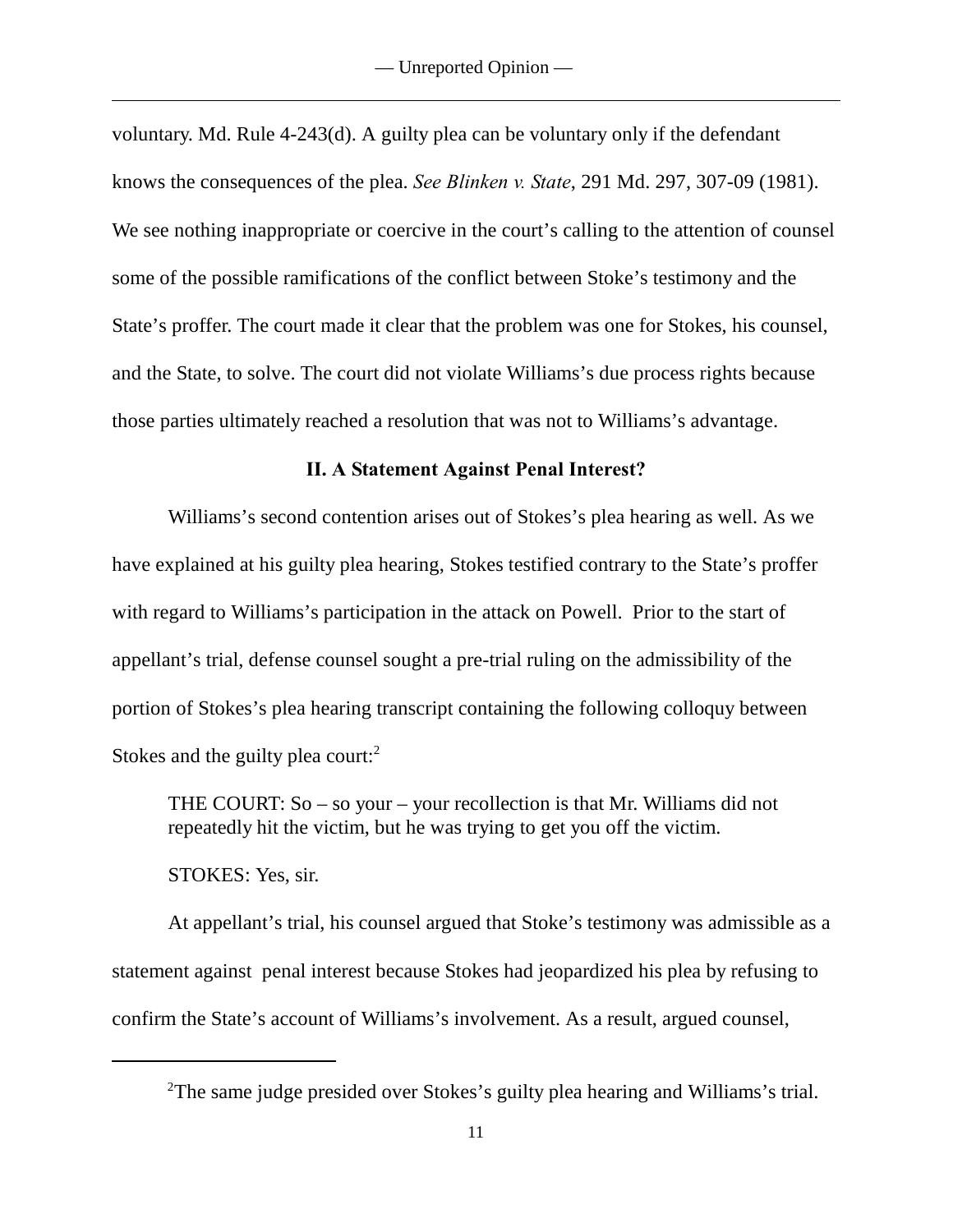voluntary. Md. Rule 4-243(d). A guilty plea can be voluntary only if the defendant knows the consequences of the plea. *See Blinken v. State*, 291 Md. 297, 307-09 (1981). We see nothing inappropriate or coercive in the court's calling to the attention of counsel some of the possible ramifications of the conflict between Stoke's testimony and the State's proffer. The court made it clear that the problem was one for Stokes, his counsel, and the State, to solve. The court did not violate Williams's due process rights because those parties ultimately reached a resolution that was not to Williams's advantage.

### II. A Statement Against Penal Interest?

Williams's second contention arises out of Stokes's plea hearing as well. As we have explained at his guilty plea hearing, Stokes testified contrary to the State's proffer with regard to Williams's participation in the attack on Powell. Prior to the start of appellant's trial, defense counsel sought a pre-trial ruling on the admissibility of the portion of Stokes's plea hearing transcript containing the following colloquy between Stokes and the guilty plea court:[2]

> THE COURT: So – so your – your recollection is that Mr. Williams did not repeatedly hit the victim, but he was trying to get you off the victim.
>
> STOKES: Yes, sir.

At appellant's trial, his counsel argued that Stoke's testimony was admissible as a statement against penal interest because Stokes had jeopardized his plea by refusing to confirm the State's account of Williams's involvement. As a result, argued counsel,

---

[2]The same judge presided over Stokes's guilty plea hearing and Williams's trial.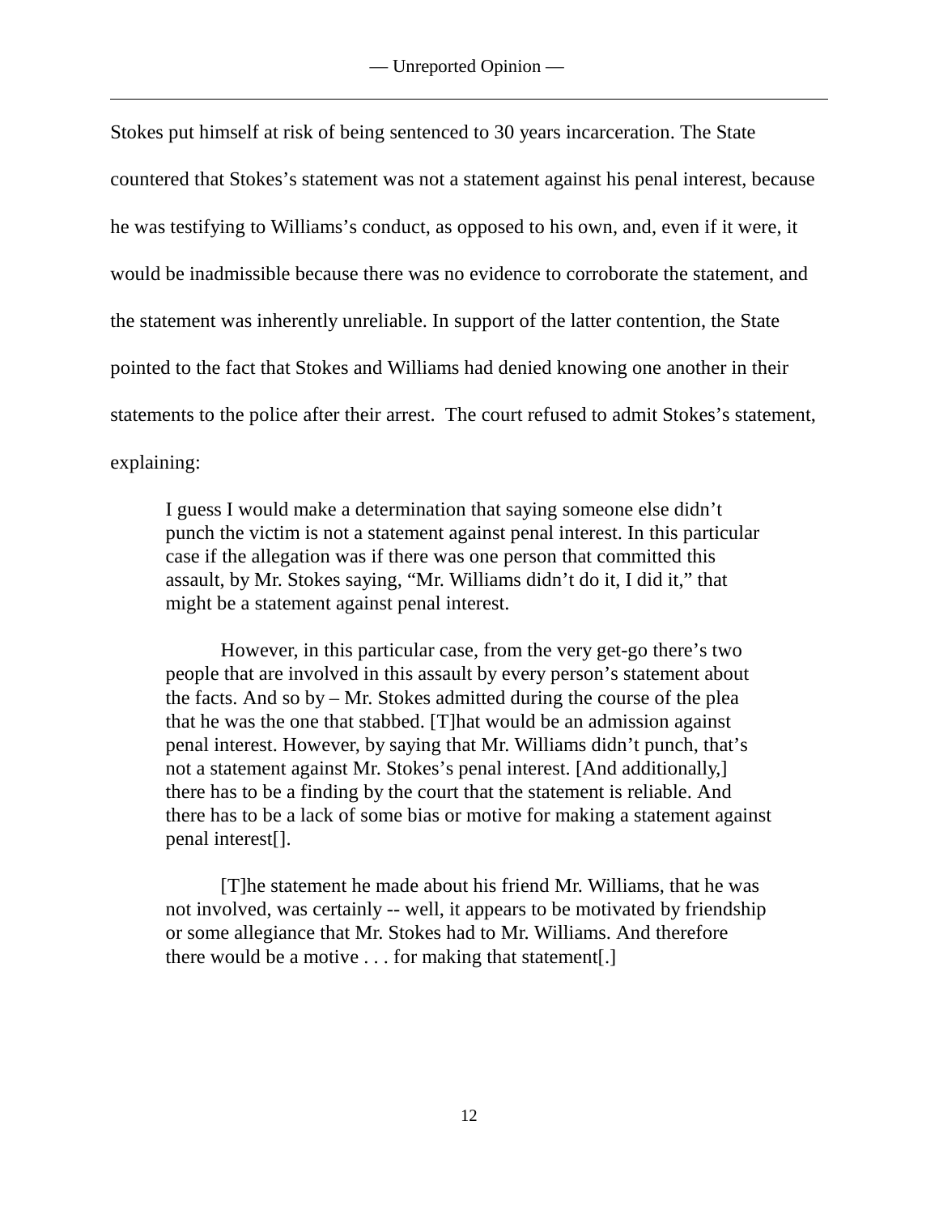Stokes put himself at risk of being sentenced to 30 years incarceration. The State countered that Stokes's statement was not a statement against his penal interest, because he was testifying to Williams's conduct, as opposed to his own, and, even if it were, it would be inadmissible because there was no evidence to corroborate the statement, and the statement was inherently unreliable. In support of the latter contention, the State pointed to the fact that Stokes and Williams had denied knowing one another in their statements to the police after their arrest. The court refused to admit Stokes's statement, explaining:

> I guess I would make a determination that saying someone else didn't punch the victim is not a statement against penal interest. In this particular case if the allegation was if there was one person that committed this assault, by Mr. Stokes saying, "Mr. Williams didn't do it, I did it," that might be a statement against penal interest.
>
> However, in this particular case, from the very get-go there's two people that are involved in this assault by every person's statement about the facts. And so by – Mr. Stokes admitted during the course of the plea that he was the one that stabbed. [T]hat would be an admission against penal interest. However, by saying that Mr. Williams didn't punch, that's not a statement against Mr. Stokes's penal interest. [And additionally,] there has to be a finding by the court that the statement is reliable. And there has to be a lack of some bias or motive for making a statement against penal interest[].
>
> [T]he statement he made about his friend Mr. Williams, that he was not involved, was certainly -- well, it appears to be motivated by friendship or some allegiance that Mr. Stokes had to Mr. Williams. And therefore there would be a motive . . . for making that statement[.]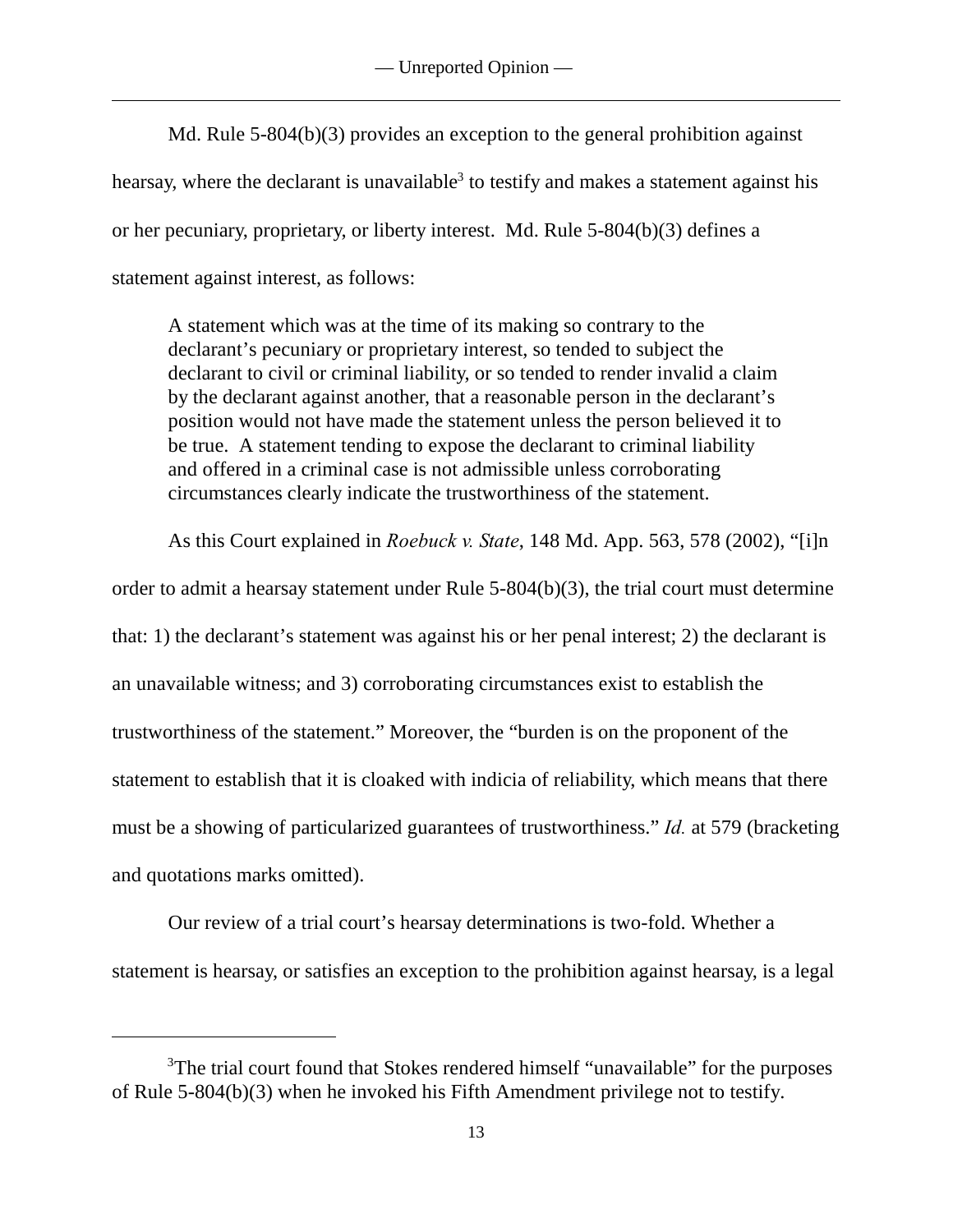Md. Rule 5-804(b)(3) provides an exception to the general prohibition against hearsay, where the declarant is unavailable[3] to testify and makes a statement against his or her pecuniary, proprietary, or liberty interest. Md. Rule 5-804(b)(3) defines a statement against interest, as follows:

> A statement which was at the time of its making so contrary to the declarant's pecuniary or proprietary interest, so tended to subject the declarant to civil or criminal liability, or so tended to render invalid a claim by the declarant against another, that a reasonable person in the declarant's position would not have made the statement unless the person believed it to be true. A statement tending to expose the declarant to criminal liability and offered in a criminal case is not admissible unless corroborating circumstances clearly indicate the trustworthiness of the statement.

As this Court explained in *Roebuck v. State*, 148 Md. App. 563, 578 (2002), "[i]n order to admit a hearsay statement under Rule 5-804(b)(3), the trial court must determine that: 1) the declarant's statement was against his or her penal interest; 2) the declarant is an unavailable witness; and 3) corroborating circumstances exist to establish the trustworthiness of the statement." Moreover, the "burden is on the proponent of the statement to establish that it is cloaked with indicia of reliability, which means that there must be a showing of particularized guarantees of trustworthiness." *Id.* at 579 (bracketing and quotations marks omitted).

Our review of a trial court's hearsay determinations is two-fold. Whether a statement is hearsay, or satisfies an exception to the prohibition against hearsay, is a legal

---

[3] The trial court found that Stokes rendered himself "unavailable" for the purposes of Rule 5-804(b)(3) when he invoked his Fifth Amendment privilege not to testify.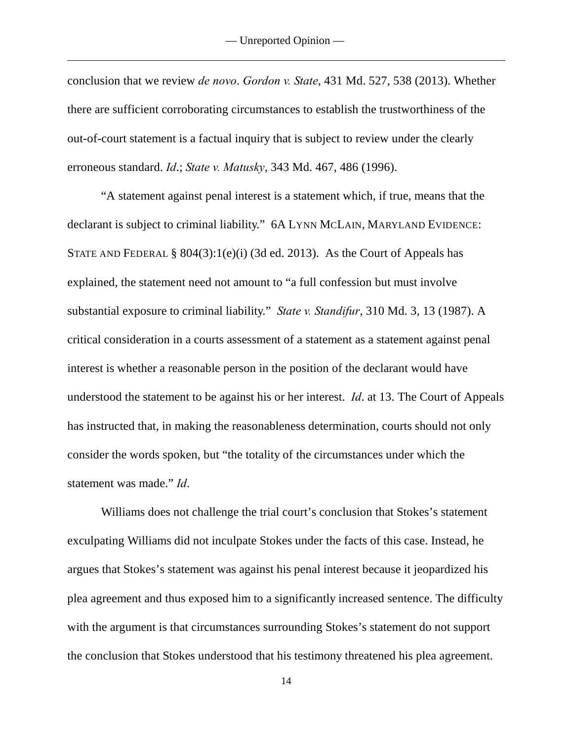conclusion that we review *de novo*. *Gordon v. State*, 431 Md. 527, 538 (2013). Whether there are sufficient corroborating circumstances to establish the trustworthiness of the out-of-court statement is a factual inquiry that is subject to review under the clearly erroneous standard. *Id*.; *State v. Matusky*, 343 Md. 467, 486 (1996).

"A statement against penal interest is a statement which, if true, means that the declarant is subject to criminal liability." 6A LYNN MCLAIN, MARYLAND EVIDENCE: STATE AND FEDERAL § 804(3):1(e)(i) (3d ed. 2013). As the Court of Appeals has explained, the statement need not amount to "a full confession but must involve substantial exposure to criminal liability." *State v. Standifur*, 310 Md. 3, 13 (1987). A critical consideration in a courts assessment of a statement as a statement against penal interest is whether a reasonable person in the position of the declarant would have understood the statement to be against his or her interest. *Id*. at 13. The Court of Appeals has instructed that, in making the reasonableness determination, courts should not only consider the words spoken, but "the totality of the circumstances under which the statement was made." *Id*.

Williams does not challenge the trial court's conclusion that Stokes's statement exculpating Williams did not inculpate Stokes under the facts of this case. Instead, he argues that Stokes's statement was against his penal interest because it jeopardized his plea agreement and thus exposed him to a significantly increased sentence. The difficulty with the argument is that circumstances surrounding Stokes's statement do not support the conclusion that Stokes understood that his testimony threatened his plea agreement.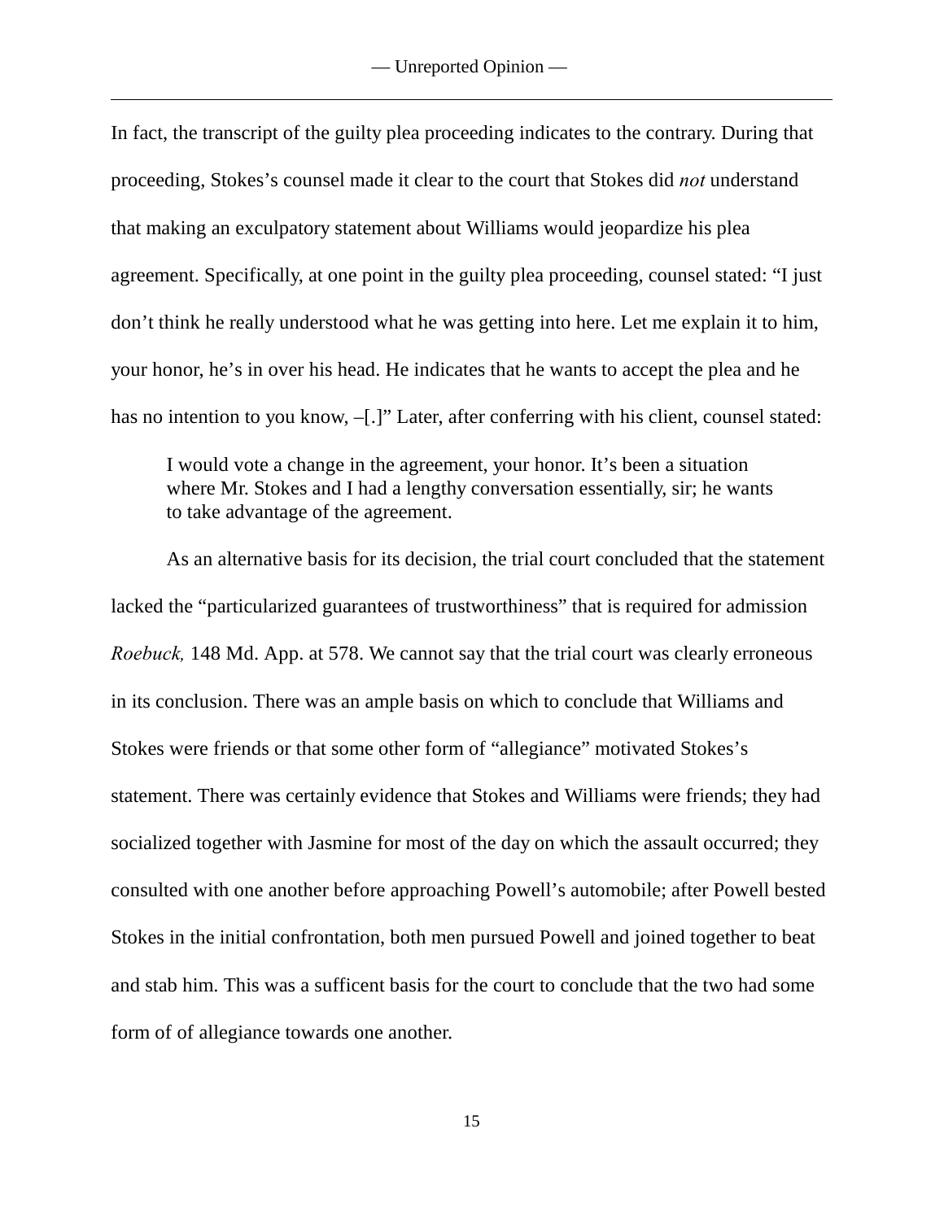In fact, the transcript of the guilty plea proceeding indicates to the contrary. During that proceeding, Stokes's counsel made it clear to the court that Stokes did *not* understand that making an exculpatory statement about Williams would jeopardize his plea agreement. Specifically, at one point in the guilty plea proceeding, counsel stated: "I just don't think he really understood what he was getting into here. Let me explain it to him, your honor, he's in over his head. He indicates that he wants to accept the plea and he has no intention to you know, –[.]" Later, after conferring with his client, counsel stated:

> I would vote a change in the agreement, your honor. It's been a situation where Mr. Stokes and I had a lengthy conversation essentially, sir; he wants to take advantage of the agreement.

As an alternative basis for its decision, the trial court concluded that the statement lacked the "particularized guarantees of trustworthiness" that is required for admission *Roebuck,* 148 Md. App. at 578. We cannot say that the trial court was clearly erroneous in its conclusion. There was an ample basis on which to conclude that Williams and Stokes were friends or that some other form of "allegiance" motivated Stokes's statement. There was certainly evidence that Stokes and Williams were friends; they had socialized together with Jasmine for most of the day on which the assault occurred; they consulted with one another before approaching Powell's automobile; after Powell bested Stokes in the initial confrontation, both men pursued Powell and joined together to beat and stab him. This was a sufficent basis for the court to conclude that the two had some form of of allegiance towards one another.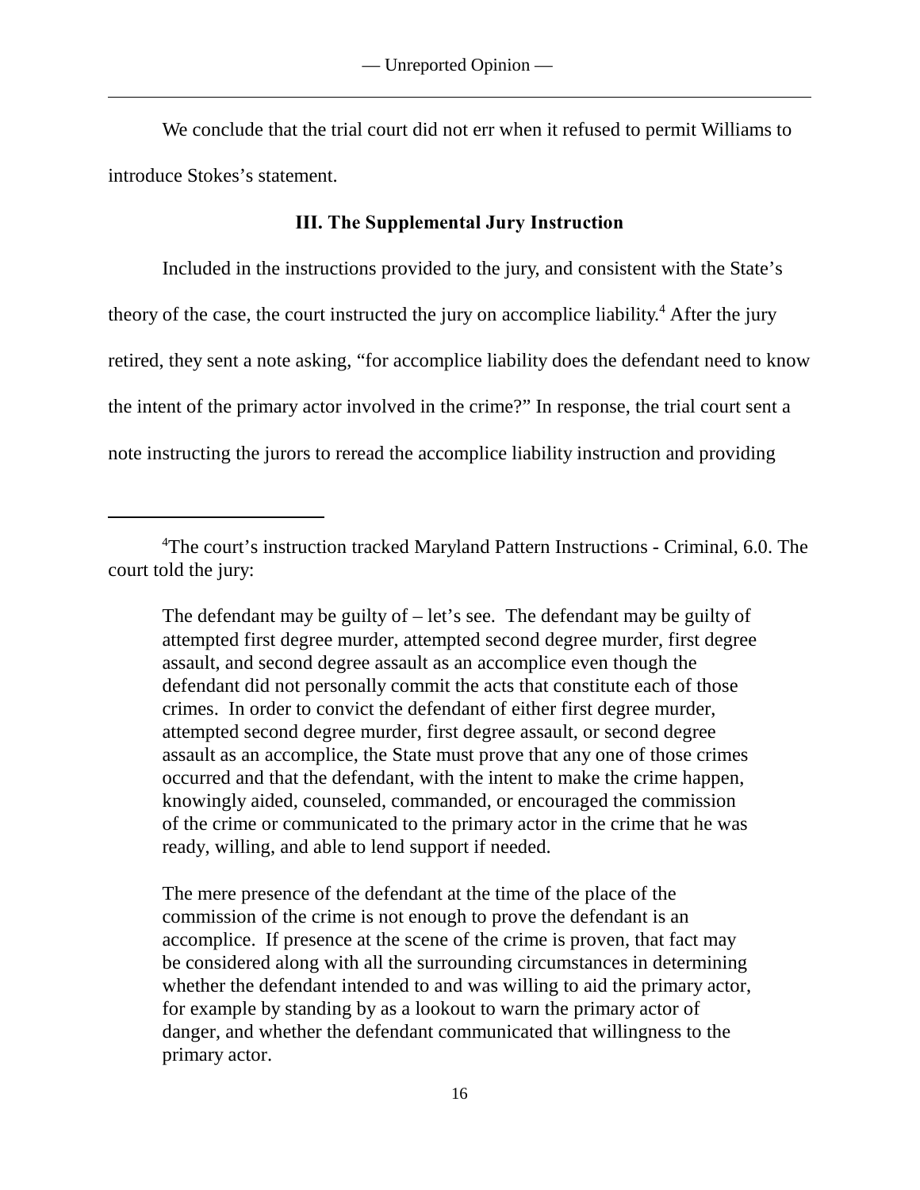We conclude that the trial court did not err when it refused to permit Williams to introduce Stokes's statement.

### III. The Supplemental Jury Instruction

Included in the instructions provided to the jury, and consistent with the State's theory of the case, the court instructed the jury on accomplice liability.[4] After the jury retired, they sent a note asking, "for accomplice liability does the defendant need to know the intent of the primary actor involved in the crime?" In response, the trial court sent a note instructing the jurors to reread the accomplice liability instruction and providing

---

[4]The court's instruction tracked Maryland Pattern Instructions - Criminal, 6.0. The court told the jury:

> The defendant may be guilty of – let's see. The defendant may be guilty of attempted first degree murder, attempted second degree murder, first degree assault, and second degree assault as an accomplice even though the defendant did not personally commit the acts that constitute each of those crimes. In order to convict the defendant of either first degree murder, attempted second degree murder, first degree assault, or second degree assault as an accomplice, the State must prove that any one of those crimes occurred and that the defendant, with the intent to make the crime happen, knowingly aided, counseled, commanded, or encouraged the commission of the crime or communicated to the primary actor in the crime that he was ready, willing, and able to lend support if needed.
>
> The mere presence of the defendant at the time of the place of the commission of the crime is not enough to prove the defendant is an accomplice. If presence at the scene of the crime is proven, that fact may be considered along with all the surrounding circumstances in determining whether the defendant intended to and was willing to aid the primary actor, for example by standing by as a lookout to warn the primary actor of danger, and whether the defendant communicated that willingness to the primary actor.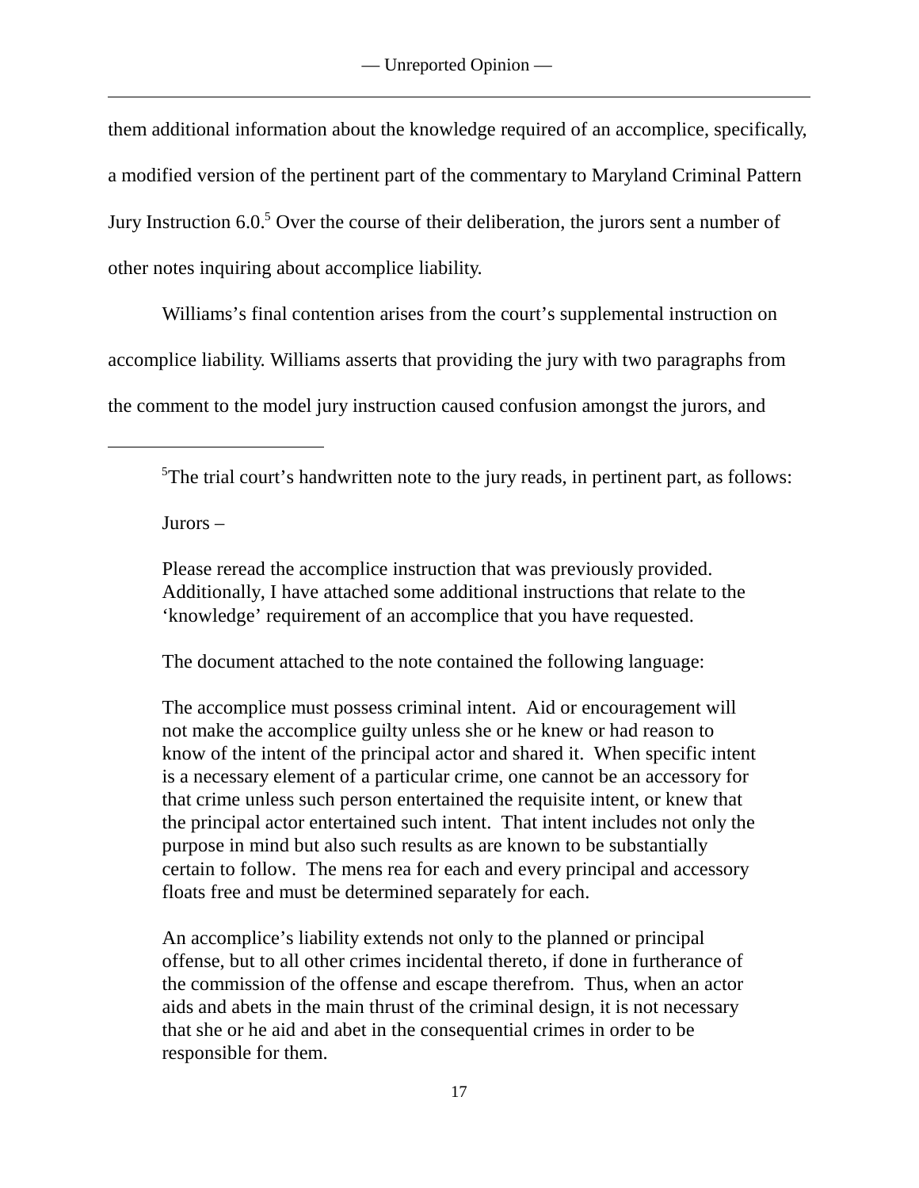them additional information about the knowledge required of an accomplice, specifically, a modified version of the pertinent part of the commentary to Maryland Criminal Pattern Jury Instruction 6.0.[5] Over the course of their deliberation, the jurors sent a number of other notes inquiring about accomplice liability.

Williams's final contention arises from the court's supplemental instruction on accomplice liability. Williams asserts that providing the jury with two paragraphs from the comment to the model jury instruction caused confusion amongst the jurors, and

---

[5]The trial court's handwritten note to the jury reads, in pertinent part, as follows:

> Jurors –
>
> Please reread the accomplice instruction that was previously provided. Additionally, I have attached some additional instructions that relate to the 'knowledge' requirement of an accomplice that you have requested.
>
> The document attached to the note contained the following language:
>
> The accomplice must possess criminal intent. Aid or encouragement will not make the accomplice guilty unless she or he knew or had reason to know of the intent of the principal actor and shared it. When specific intent is a necessary element of a particular crime, one cannot be an accessory for that crime unless such person entertained the requisite intent, or knew that the principal actor entertained such intent. That intent includes not only the purpose in mind but also such results as are known to be substantially certain to follow. The mens rea for each and every principal and accessory floats free and must be determined separately for each.
>
> An accomplice's liability extends not only to the planned or principal offense, but to all other crimes incidental thereto, if done in furtherance of the commission of the offense and escape therefrom. Thus, when an actor aids and abets in the main thrust of the criminal design, it is not necessary that she or he aid and abet in the consequential crimes in order to be responsible for them.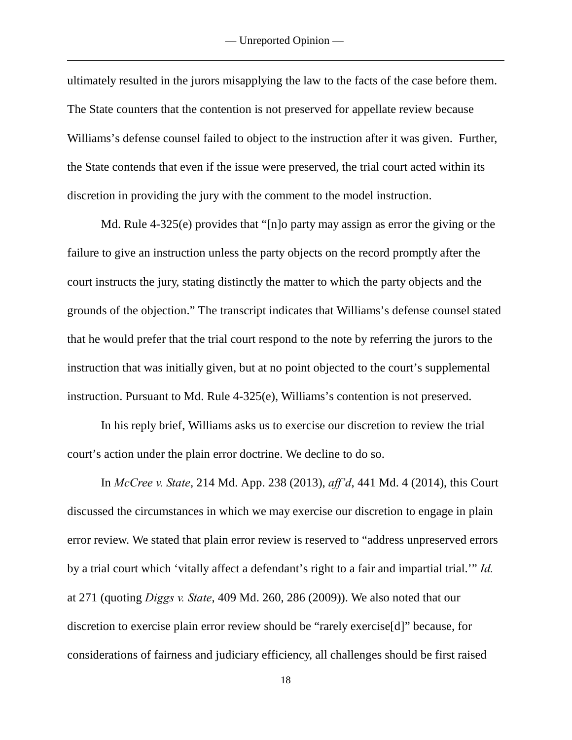ultimately resulted in the jurors misapplying the law to the facts of the case before them. The State counters that the contention is not preserved for appellate review because Williams's defense counsel failed to object to the instruction after it was given. Further, the State contends that even if the issue were preserved, the trial court acted within its discretion in providing the jury with the comment to the model instruction.

Md. Rule 4-325(e) provides that "[n]o party may assign as error the giving or the failure to give an instruction unless the party objects on the record promptly after the court instructs the jury, stating distinctly the matter to which the party objects and the grounds of the objection." The transcript indicates that Williams's defense counsel stated that he would prefer that the trial court respond to the note by referring the jurors to the instruction that was initially given, but at no point objected to the court's supplemental instruction. Pursuant to Md. Rule 4-325(e), Williams's contention is not preserved.

In his reply brief, Williams asks us to exercise our discretion to review the trial court's action under the plain error doctrine. We decline to do so.

In *McCree v. State*, 214 Md. App. 238 (2013), *aff'd*, 441 Md. 4 (2014), this Court discussed the circumstances in which we may exercise our discretion to engage in plain error review. We stated that plain error review is reserved to "address unpreserved errors by a trial court which 'vitally affect a defendant's right to a fair and impartial trial.'" *Id.* at 271 (quoting *Diggs v. State*, 409 Md. 260, 286 (2009)). We also noted that our discretion to exercise plain error review should be "rarely exercise[d]" because, for considerations of fairness and judiciary efficiency, all challenges should be first raised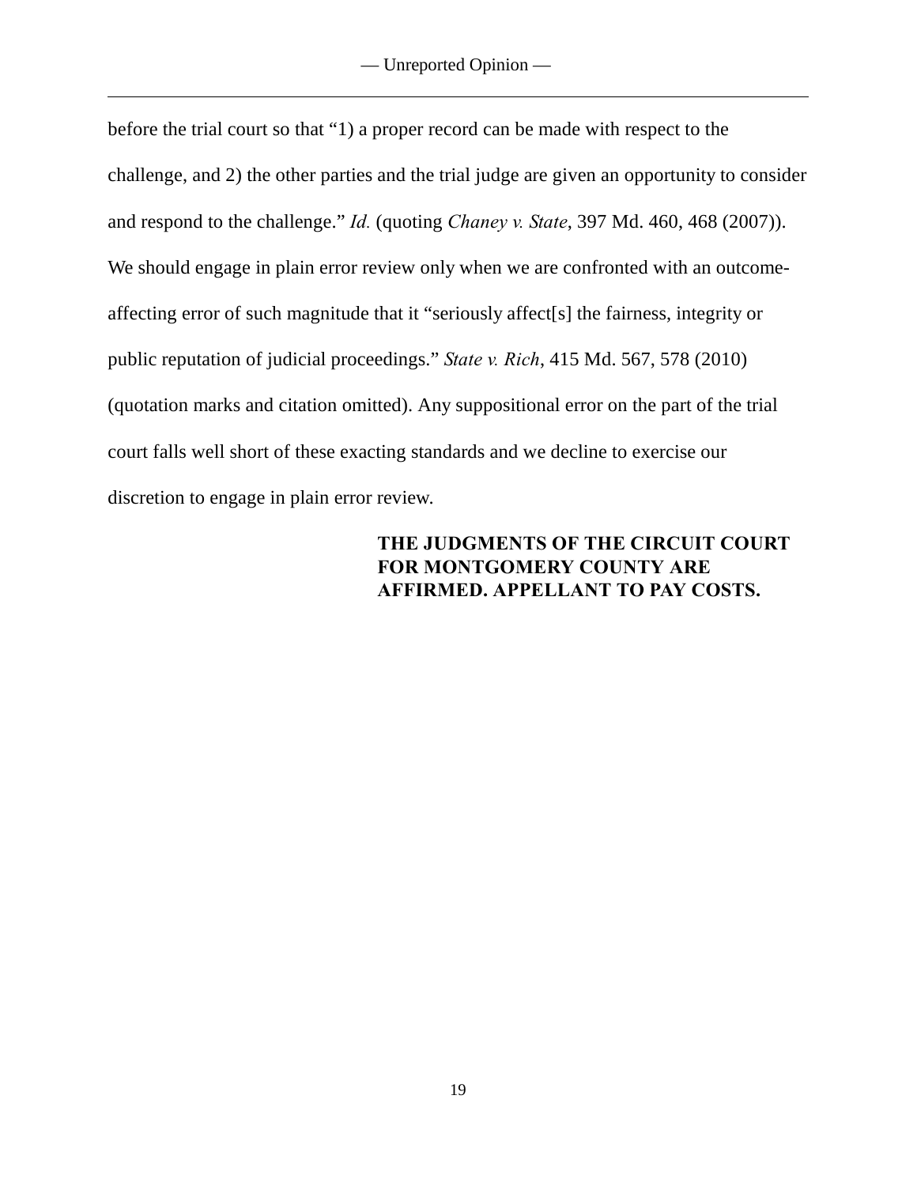before the trial court so that "1) a proper record can be made with respect to the challenge, and 2) the other parties and the trial judge are given an opportunity to consider and respond to the challenge." *Id.* (quoting *Chaney v. State*, 397 Md. 460, 468 (2007)). We should engage in plain error review only when we are confronted with an outcome-affecting error of such magnitude that it "seriously affect[s] the fairness, integrity or public reputation of judicial proceedings." *State v. Rich*, 415 Md. 567, 578 (2010) (quotation marks and citation omitted). Any suppositional error on the part of the trial court falls well short of these exacting standards and we decline to exercise our discretion to engage in plain error review.

**THE JUDGMENTS OF THE CIRCUIT COURT FOR MONTGOMERY COUNTY ARE AFFIRMED. APPELLANT TO PAY COSTS.**